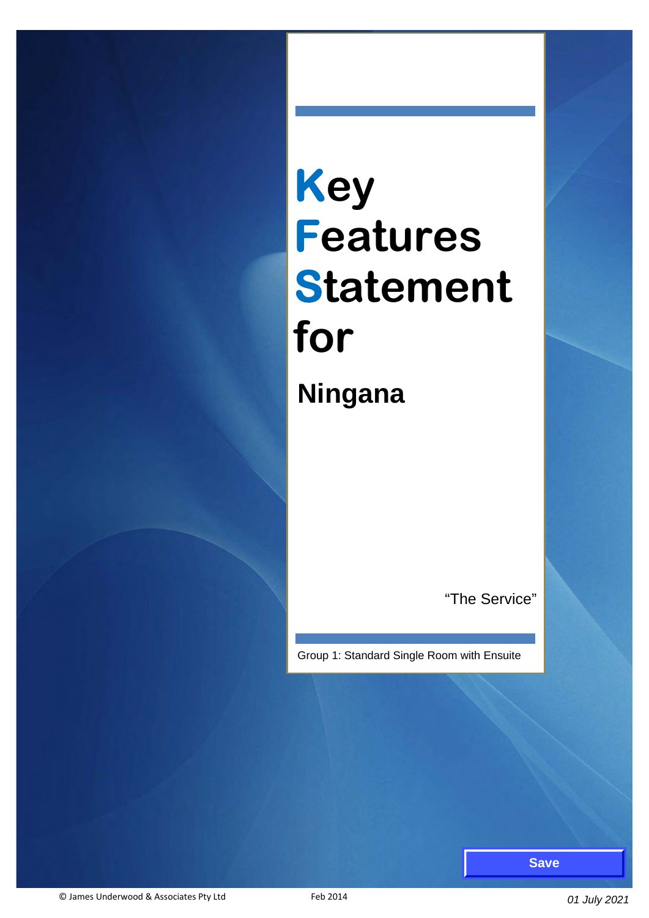# Key Features Statement for

## Ningana

"The Service"

Group 1: Standard Single Room with Ensuite

Save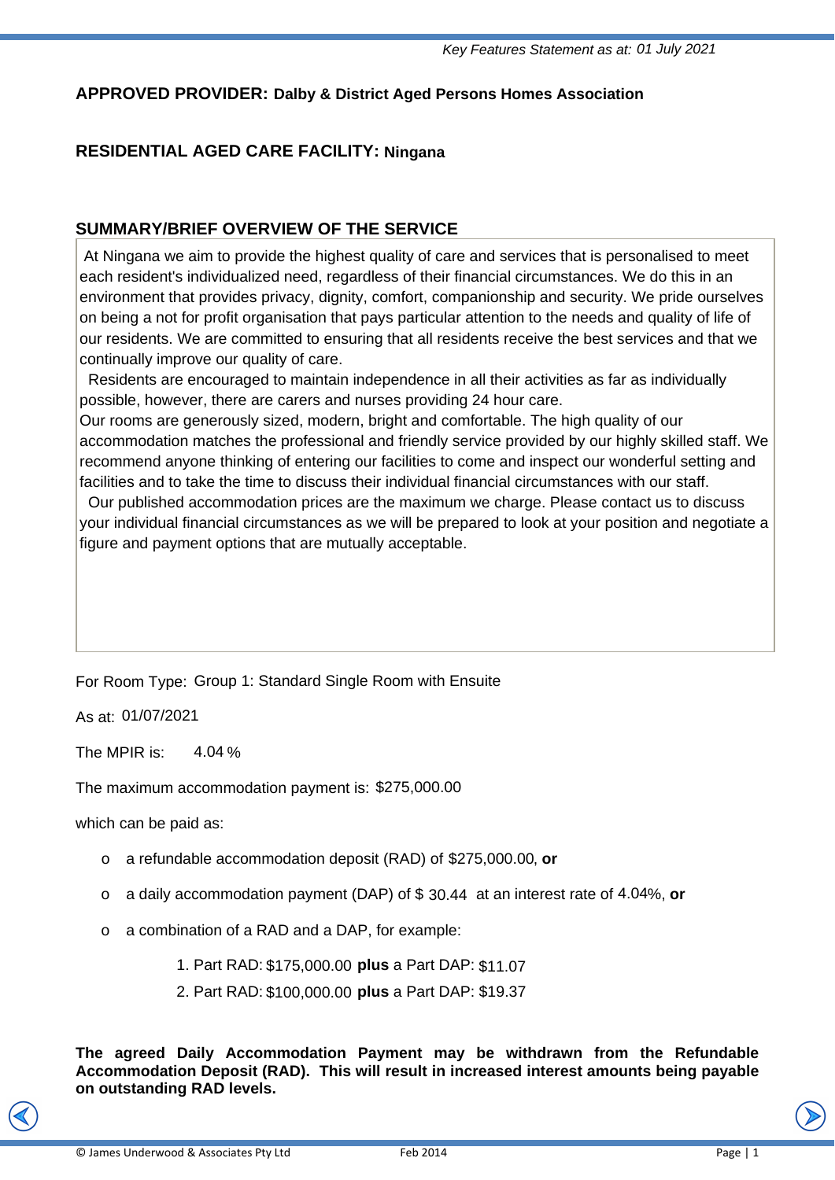*Key Features Statement as at: 01 July 2021*

**APPROVED PROVIDER:** **Dalby & District Aged Persons Homes Association**

**RESIDENTIAL AGED CARE FACILITY:** **Ningana**

## SUMMARY/BRIEF OVERVIEW OF THE SERVICE

At Ningana we aim to provide the highest quality of care and services that is personalised to meet each resident's individualized need, regardless of their financial circumstances. We do this in an environment that provides privacy, dignity, comfort, companionship and security. We pride ourselves on being a not for profit organisation that pays particular attention to the needs and quality of life of our residents. We are committed to ensuring that all residents receive the best services and that we continually improve our quality of care.

Residents are encouraged to maintain independence in all their activities as far as individually possible, however, there are carers and nurses providing 24 hour care.

Our rooms are generously sized, modern, bright and comfortable. The high quality of our accommodation matches the professional and friendly service provided by our highly skilled staff. We recommend anyone thinking of entering our facilities to come and inspect our wonderful setting and facilities and to take the time to discuss their individual financial circumstances with our staff.

Our published accommodation prices are the maximum we charge. Please contact us to discuss your individual financial circumstances as we will be prepared to look at your position and negotiate a figure and payment options that are mutually acceptable.

For Room Type: Group 1: Standard Single Room with Ensuite

As at: 01/07/2021

The MPIR is: 4.04 %

The maximum accommodation payment is: $275,000.00

which can be paid as:

- a refundable accommodation deposit (RAD) of $275,000.00, **or**
- a daily accommodation payment (DAP) of $ 30.44 at an interest rate of 4.04%, **or**
- a combination of a RAD and a DAP, for example:
  1. Part RAD: $175,000.00 **plus** a Part DAP: $11.07
  2. Part RAD: $100,000.00 **plus** a Part DAP: $19.37

**The agreed Daily Accommodation Payment may be withdrawn from the Refundable Accommodation Deposit (RAD). This will result in increased interest amounts being payable on outstanding RAD levels.**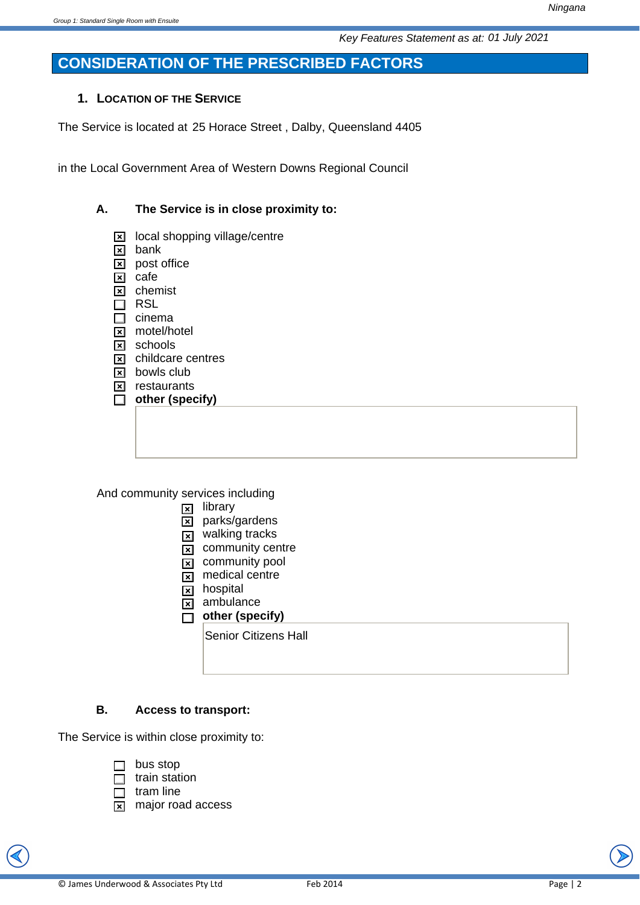*Key Features Statement as at: 01 July 2021*

## CONSIDERATION OF THE PRESCRIBED FACTORS

### 1. Location of the Service

The Service is located at 25 Horace Street , Dalby, Queensland 4405

in the Local Government Area of Western Downs Regional Council

**A. The Service is in close proximity to:**

- [x] local shopping village/centre
- [x] bank
- [x] post office
- [x] cafe
- [x] chemist
- [ ] RSL
- [ ] cinema
- [x] motel/hotel
- [x] schools
- [x] childcare centres
- [x] bowls club
- [x] restaurants
- [ ] **other (specify)**

And community services including

- [x] library
- [x] parks/gardens
- [x] walking tracks
- [x] community centre
- [x] community pool
- [x] medical centre
- [x] hospital
- [x] ambulance
- [ ] **other (specify)**

Senior Citizens Hall

**B. Access to transport:**

The Service is within close proximity to:

- [ ] bus stop
- [ ] train station
- [ ] tram line
- [x] major road access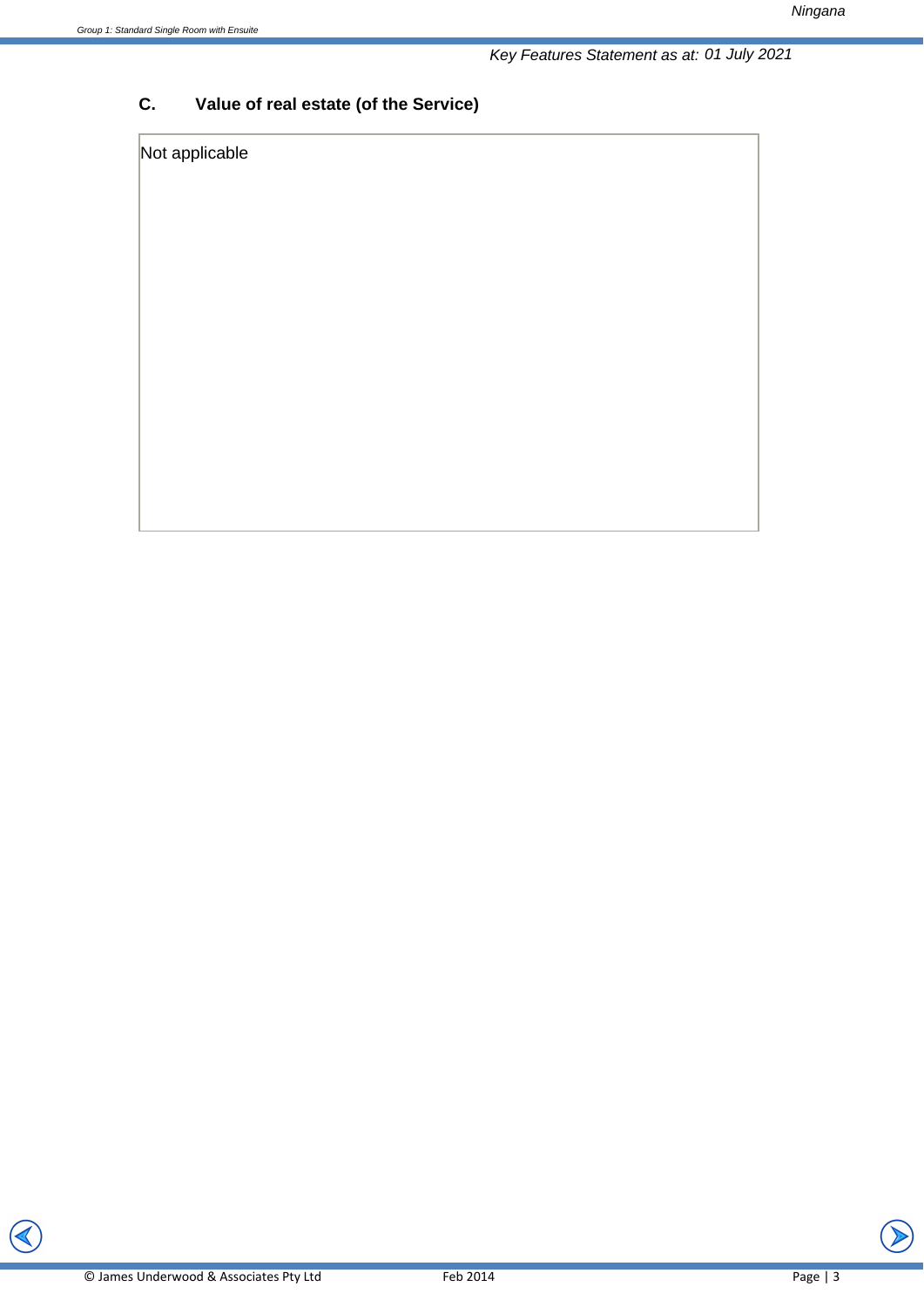## C. Value of real estate (of the Service)

Not applicable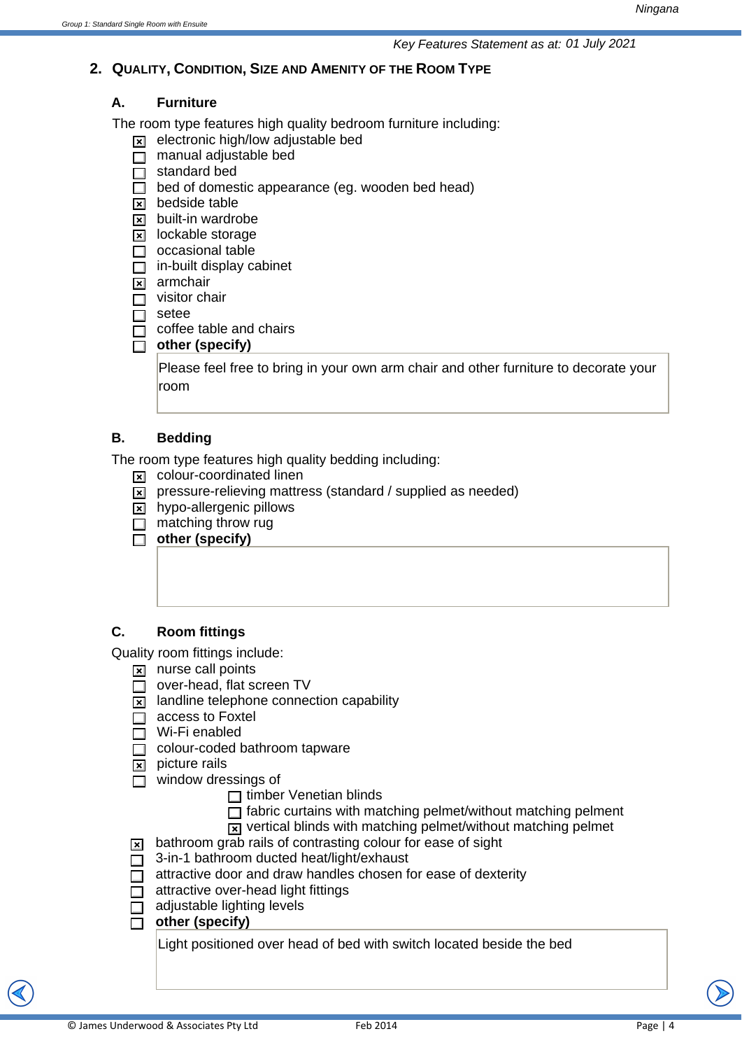*Key Features Statement as at: 01 July 2021*

## 2. Quality, Condition, Size and Amenity of the Room Type

### A. Furniture

The room type features high quality bedroom furniture including:

- [x] electronic high/low adjustable bed
- [ ] manual adjustable bed
- [ ] standard bed
- [ ] bed of domestic appearance (eg. wooden bed head)
- [x] bedside table
- [x] built-in wardrobe
- [x] lockable storage
- [ ] occasional table
- [ ] in-built display cabinet
- [x] armchair
- [ ] visitor chair
- [ ] setee
- [ ] coffee table and chairs
- [ ] **other (specify)**

Please feel free to bring in your own arm chair and other furniture to decorate your room

### B. Bedding

The room type features high quality bedding including:

- [x] colour-coordinated linen
- [x] pressure-relieving mattress (standard / supplied as needed)
- [x] hypo-allergenic pillows
- [ ] matching throw rug
- [ ] **other (specify)**

### C. Room fittings

Quality room fittings include:

- [x] nurse call points
- [ ] over-head, flat screen TV
- [x] landline telephone connection capability
- [ ] access to Foxtel
- [ ] Wi-Fi enabled
- [ ] colour-coded bathroom tapware
- [x] picture rails
- [ ] window dressings of
  - [ ] timber Venetian blinds
  - [ ] fabric curtains with matching pelmet/without matching pelment
  - [x] vertical blinds with matching pelmet/without matching pelmet
- [x] bathroom grab rails of contrasting colour for ease of sight
- [ ] 3-in-1 bathroom ducted heat/light/exhaust
- [ ] attractive door and draw handles chosen for ease of dexterity
- [ ] attractive over-head light fittings
- [ ] adjustable lighting levels
- [ ] **other (specify)**

Light positioned over head of bed with switch located beside the bed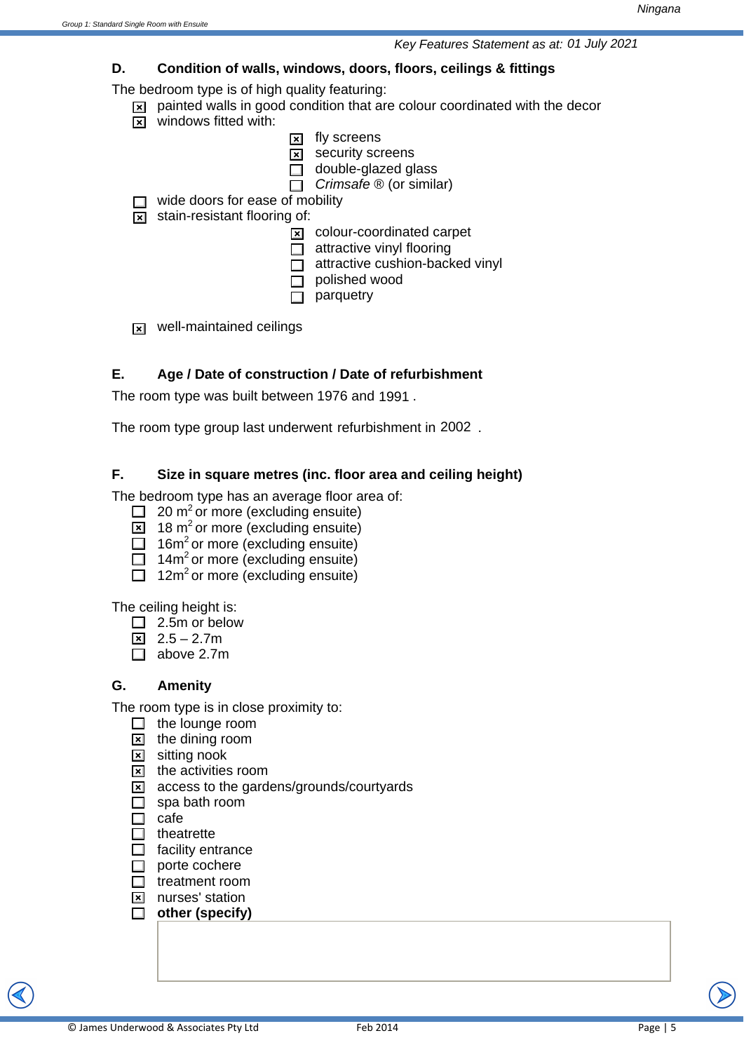Key Features Statement as at: 01 July 2021

## D. Condition of walls, windows, doors, floors, ceilings & fittings

The bedroom type is of high quality featuring:

- [x] painted walls in good condition that are colour coordinated with the decor
- [x] windows fitted with:
  - [x] fly screens
  - [x] security screens
  - [ ] double-glazed glass
  - [ ] *Crimsafe* ® (or similar)
- [ ] wide doors for ease of mobility
- [x] stain-resistant flooring of:
  - [x] colour-coordinated carpet
  - [ ] attractive vinyl flooring
  - [ ] attractive cushion-backed vinyl
  - [ ] polished wood
  - [ ] parquetry
- [x] well-maintained ceilings

## E. Age / Date of construction / Date of refurbishment

The room type was built between 1976 and 1991 .

The room type group last underwent refurbishment in 2002 .

## F. Size in square metres (inc. floor area and ceiling height)

The bedroom type has an average floor area of:

- [ ] 20 $m^2$ or more (excluding ensuite)
- [x] 18 $m^2$ or more (excluding ensuite)
- [ ] 16$m^2$ or more (excluding ensuite)
- [ ] 14$m^2$ or more (excluding ensuite)
- [ ] 12$m^2$ or more (excluding ensuite)

The ceiling height is:

- [ ] 2.5m or below
- [x] 2.5 – 2.7m
- [ ] above 2.7m

## G. Amenity

The room type is in close proximity to:

- [ ] the lounge room
- [x] the dining room
- [x] sitting nook
- [x] the activities room
- [x] access to the gardens/grounds/courtyards
- [ ] spa bath room
- [ ] cafe
- [ ] theatrette
- [ ] facility entrance
- [ ] porte cochere
- [ ] treatment room
- [x] nurses' station
- [ ] **other (specify)**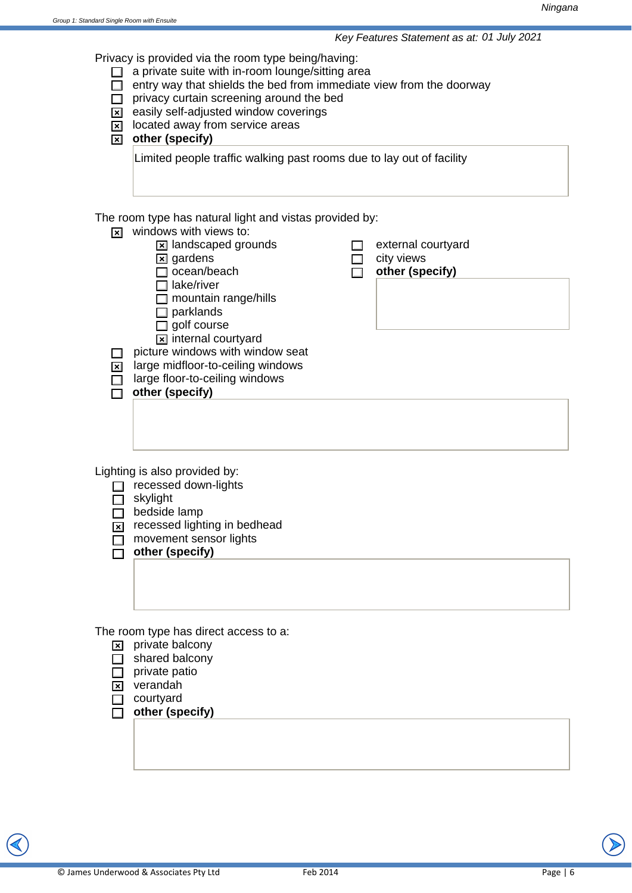Key Features Statement as at: 01 July 2021

Privacy is provided via the room type being/having:

- ☐ a private suite with in-room lounge/sitting area
- ☐ entry way that shields the bed from immediate view from the doorway
- ☐ privacy curtain screening around the bed
- ☒ easily self-adjusted window coverings
- ☒ located away from service areas
- ☒ **other (specify)**

Limited people traffic walking past rooms due to lay out of facility

The room type has natural light and vistas provided by:

- ☒ windows with views to:
  - ☒ landscaped grounds
  - ☒ gardens
  - ☐ ocean/beach
  - ☐ lake/river
  - ☐ mountain range/hills
  - ☐ parklands
  - ☐ golf course
  - ☒ internal courtyard
  - ☐ external courtyard
  - ☐ city views
  - ☐ **other (specify)**
- ☐ picture windows with window seat
- ☒ large midfloor-to-ceiling windows
- ☐ large floor-to-ceiling windows
- ☐ **other (specify)**

Lighting is also provided by:

- ☐ recessed down-lights
- ☐ skylight
- ☐ bedside lamp
- ☒ recessed lighting in bedhead
- ☐ movement sensor lights
- ☐ **other (specify)**

The room type has direct access to a:

- ☒ private balcony
- ☐ shared balcony
- ☐ private patio
- ☒ verandah
- ☐ courtyard
- ☐ **other (specify)**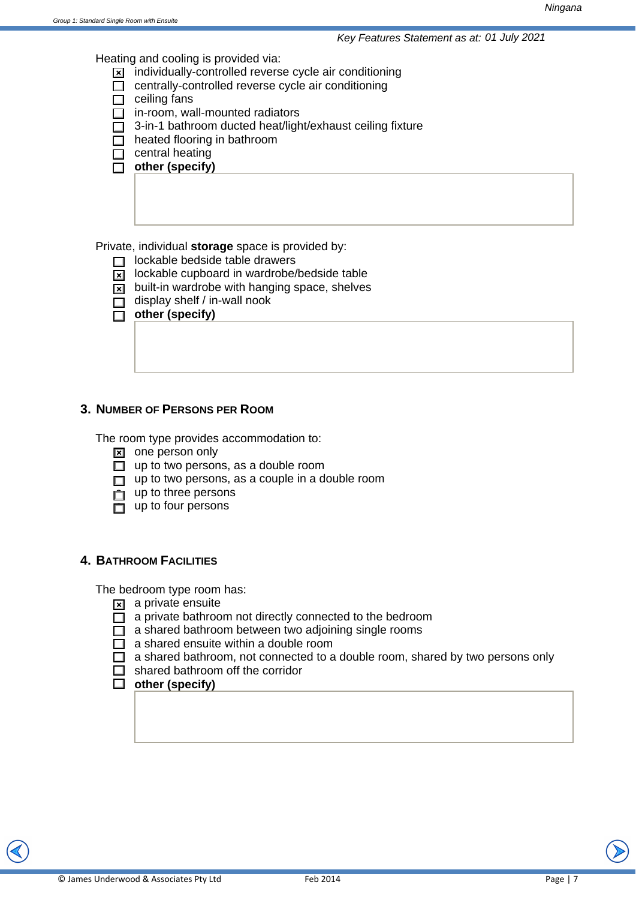Heating and cooling is provided via:

- [x] individually-controlled reverse cycle air conditioning
- [ ] centrally-controlled reverse cycle air conditioning
- [ ] ceiling fans
- [ ] in-room, wall-mounted radiators
- [ ] 3-in-1 bathroom ducted heat/light/exhaust ceiling fixture
- [ ] heated flooring in bathroom
- [ ] central heating
- [ ] **other (specify)**

Private, individual **storage** space is provided by:

- [ ] lockable bedside table drawers
- [x] lockable cupboard in wardrobe/bedside table
- [x] built-in wardrobe with hanging space, shelves
- [ ] display shelf / in-wall nook
- [ ] **other (specify)**

## 3. Number of Persons per Room

The room type provides accommodation to:

- [x] one person only
- [ ] up to two persons, as a double room
- [ ] up to two persons, as a couple in a double room
- [ ] up to three persons
- [ ] up to four persons

## 4. Bathroom Facilities

The bedroom type room has:

- [x] a private ensuite
- [ ] a private bathroom not directly connected to the bedroom
- [ ] a shared bathroom between two adjoining single rooms
- [ ] a shared ensuite within a double room
- [ ] a shared bathroom, not connected to a double room, shared by two persons only
- [ ] shared bathroom off the corridor
- [ ] **other (specify)**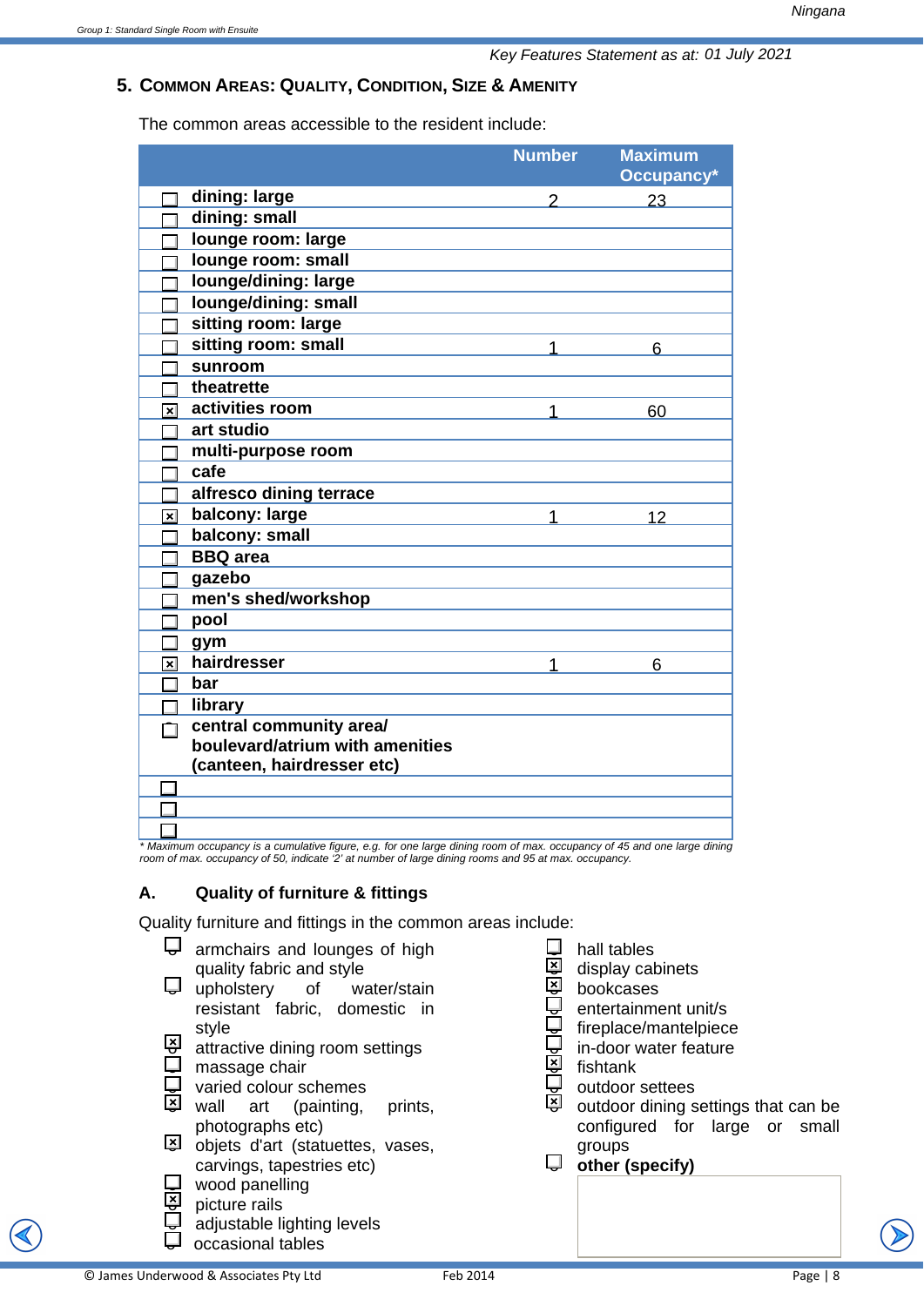## 5. Common Areas: Quality, Condition, Size & Amenity

The common areas accessible to the resident include:

| | Number | Maximum Occupancy* |
|---|---|---|
| ☐ dining: large | 2 | 23 |
| ☐ dining: small | | |
| ☐ lounge room: large | | |
| ☐ lounge room: small | | |
| ☐ lounge/dining: large | | |
| ☐ lounge/dining: small | | |
| ☐ sitting room: large | | |
| ☐ sitting room: small | 1 | 6 |
| ☐ sunroom | | |
| ☐ theatrette | | |
| ☒ activities room | 1 | 60 |
| ☐ art studio | | |
| ☐ multi-purpose room | | |
| ☐ cafe | | |
| ☐ alfresco dining terrace | | |
| ☒ balcony: large | 1 | 12 |
| ☐ balcony: small | | |
| ☐ BBQ area | | |
| ☐ gazebo | | |
| ☐ men's shed/workshop | | |
| ☐ pool | | |
| ☐ gym | | |
| ☒ hairdresser | 1 | 6 |
| ☐ bar | | |
| ☐ library | | |
| ☐ central community area/ boulevard/atrium with amenities (canteen, hairdresser etc) | | |
| ☐ | | |
| ☐ | | |
| ☐ | | |

*\* Maximum occupancy is a cumulative figure, e.g. for one large dining room of max. occupancy of 45 and one large dining room of max. occupancy of 50, indicate '2' at number of large dining rooms and 95 at max. occupancy.*

### A. Quality of furniture & fittings

Quality furniture and fittings in the common areas include:

- ☐ armchairs and lounges of high quality fabric and style
- ☐ upholstery of water/stain resistant fabric, domestic in style
- ☒ attractive dining room settings
- ☐ massage chair
- ☐ varied colour schemes
- ☒ wall art (painting, prints, photographs etc)
- ☒ objets d'art (statuettes, vases, carvings, tapestries etc)
- ☐ wood panelling
- ☒ picture rails
- ☐ adjustable lighting levels
- ☐ occasional tables
- ☐ hall tables
- ☒ display cabinets
- ☒ bookcases
- ☐ entertainment unit/s
- ☐ fireplace/mantelpiece
- ☐ in-door water feature
- ☒ fishtank
- ☐ outdoor settees
- ☒ outdoor dining settings that can be configured for large or small groups
- ☐ **other (specify)**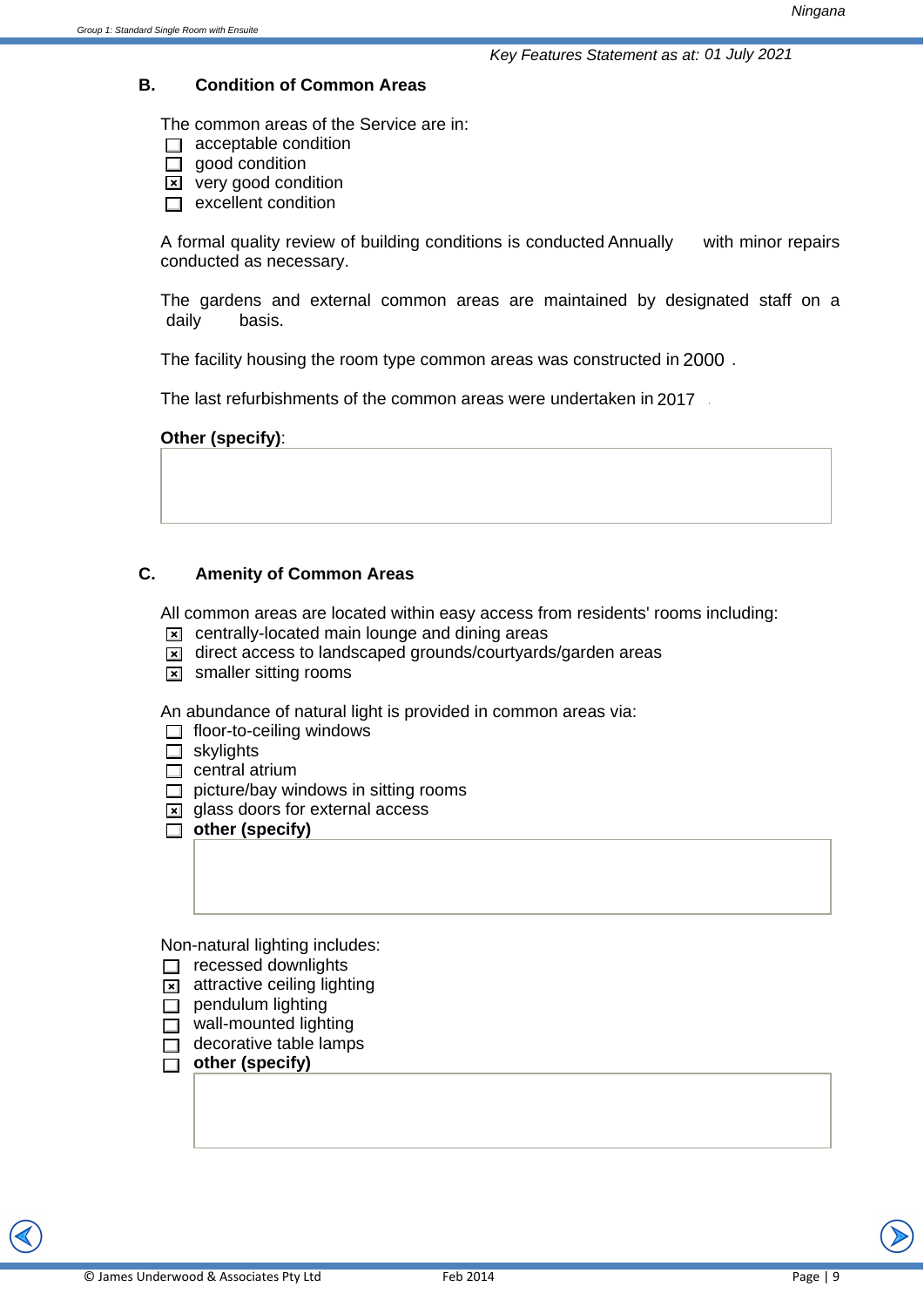*Key Features Statement as at: 01 July 2021*

## B. Condition of Common Areas

The common areas of the Service are in:

- ☐ acceptable condition
- ☐ good condition
- ☒ very good condition
- ☐ excellent condition

A formal quality review of building conditions is conducted Annually with minor repairs conducted as necessary.

The gardens and external common areas are maintained by designated staff on a daily basis.

The facility housing the room type common areas was constructed in 2000 .

The last refurbishments of the common areas were undertaken in 2017

**Other (specify)**:

## C. Amenity of Common Areas

All common areas are located within easy access from residents' rooms including:

- ☒ centrally-located main lounge and dining areas
- ☒ direct access to landscaped grounds/courtyards/garden areas
- ☒ smaller sitting rooms

An abundance of natural light is provided in common areas via:

- ☐ floor-to-ceiling windows
- ☐ skylights
- ☐ central atrium
- ☐ picture/bay windows in sitting rooms
- ☒ glass doors for external access
- ☐ **other (specify)**

Non-natural lighting includes:

- ☐ recessed downlights
- ☒ attractive ceiling lighting
- ☐ pendulum lighting
- ☐ wall-mounted lighting
- ☐ decorative table lamps
- ☐ **other (specify)**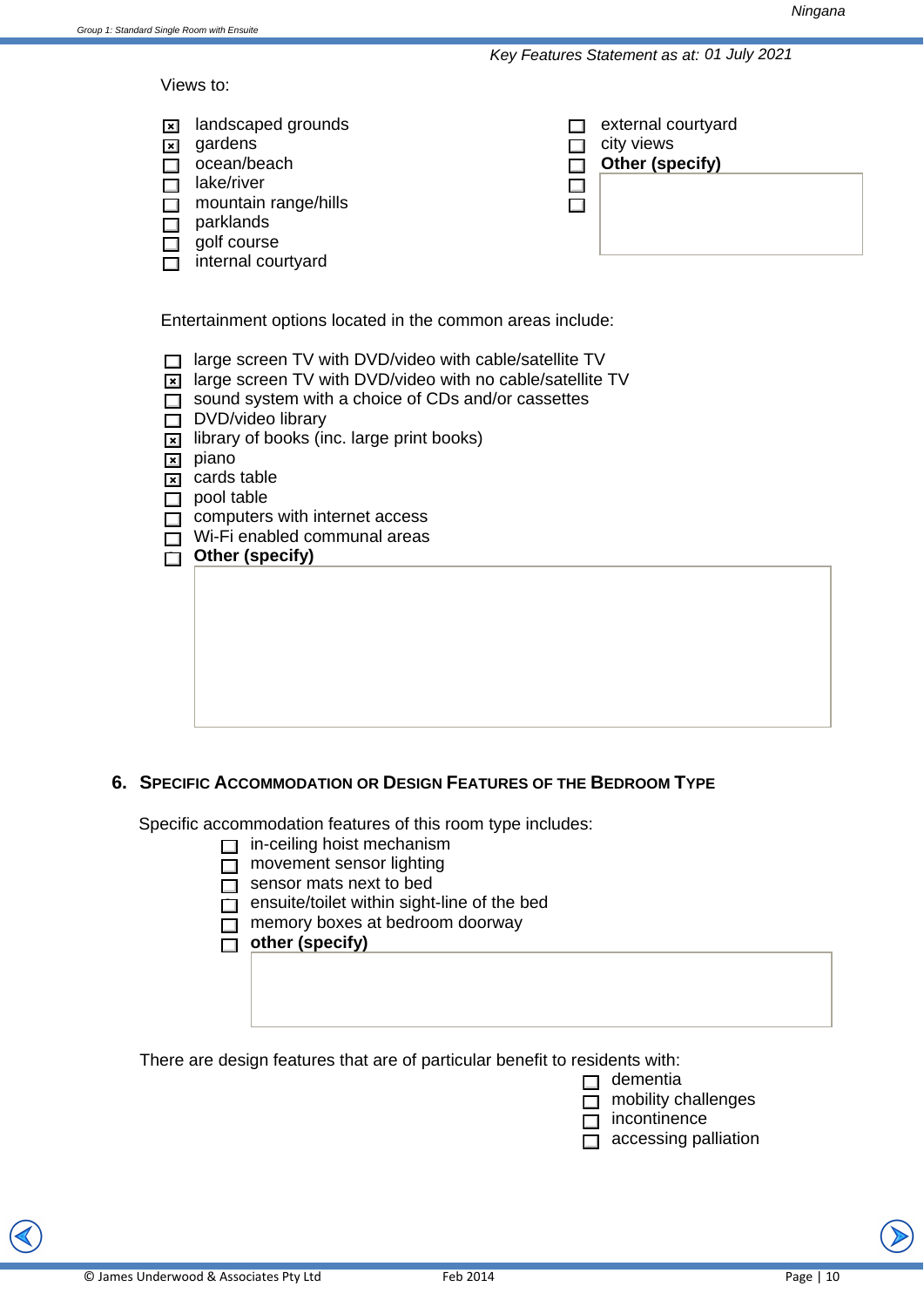Key Features Statement as at: 01 July 2021

Views to:

- [x] landscaped grounds
- [x] gardens
- [ ] ocean/beach
- [ ] lake/river
- [ ] mountain range/hills
- [ ] parklands
- [ ] golf course
- [ ] internal courtyard
- [ ] external courtyard
- [ ] city views
- [ ] **Other (specify)**
- [ ]
- [ ]

Entertainment options located in the common areas include:

- [ ] large screen TV with DVD/video with cable/satellite TV
- [x] large screen TV with DVD/video with no cable/satellite TV
- [ ] sound system with a choice of CDs and/or cassettes
- [ ] DVD/video library
- [x] library of books (inc. large print books)
- [x] piano
- [x] cards table
- [ ] pool table
- [ ] computers with internet access
- [ ] Wi-Fi enabled communal areas
- [ ] **Other (specify)**

## 6. Specific Accommodation or Design Features of the Bedroom Type

Specific accommodation features of this room type includes:

- [ ] in-ceiling hoist mechanism
- [ ] movement sensor lighting
- [ ] sensor mats next to bed
- [ ] ensuite/toilet within sight-line of the bed
- [ ] memory boxes at bedroom doorway
- [ ] **other (specify)**

There are design features that are of particular benefit to residents with:

- [ ] dementia
- [ ] mobility challenges
- [ ] incontinence
- [ ] accessing palliation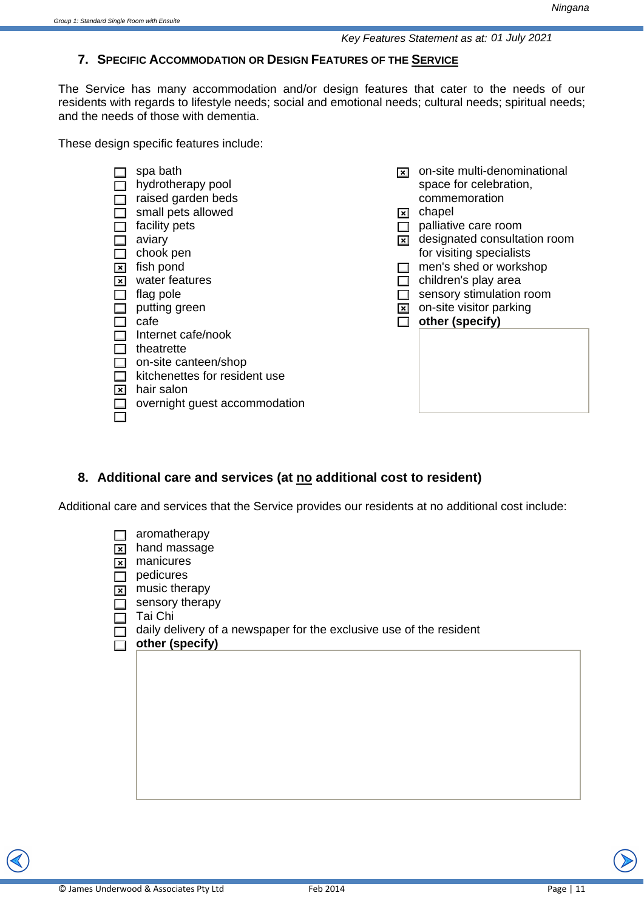*Key Features Statement as at: 01 July 2021*

## 7. Specific Accommodation or Design Features of the Service

The Service has many accommodation and/or design features that cater to the needs of our residents with regards to lifestyle needs; social and emotional needs; cultural needs; spiritual needs; and the needs of those with dementia.

These design specific features include:

- [ ] spa bath
- [ ] hydrotherapy pool
- [ ] raised garden beds
- [ ] small pets allowed
- [ ] facility pets
- [ ] aviary
- [ ] chook pen
- [x] fish pond
- [x] water features
- [ ] flag pole
- [ ] putting green
- [ ] cafe
- [ ] Internet cafe/nook
- [ ] theatrette
- [ ] on-site canteen/shop
- [ ] kitchenettes for resident use
- [x] hair salon
- [ ] overnight guest accommodation
- [ ] 
- [x] on-site multi-denominational space for celebration, commemoration
- [x] chapel
- [ ] palliative care room
- [x] designated consultation room for visiting specialists
- [ ] men's shed or workshop
- [ ] children's play area
- [ ] sensory stimulation room
- [x] on-site visitor parking
- [ ] **other (specify)**

## 8. Additional care and services (at no additional cost to resident)

Additional care and services that the Service provides our residents at no additional cost include:

- [ ] aromatherapy
- [x] hand massage
- [x] manicures
- [ ] pedicures
- [x] music therapy
- [ ] sensory therapy
- [ ] Tai Chi
- [ ] daily delivery of a newspaper for the exclusive use of the resident
- [ ] **other (specify)**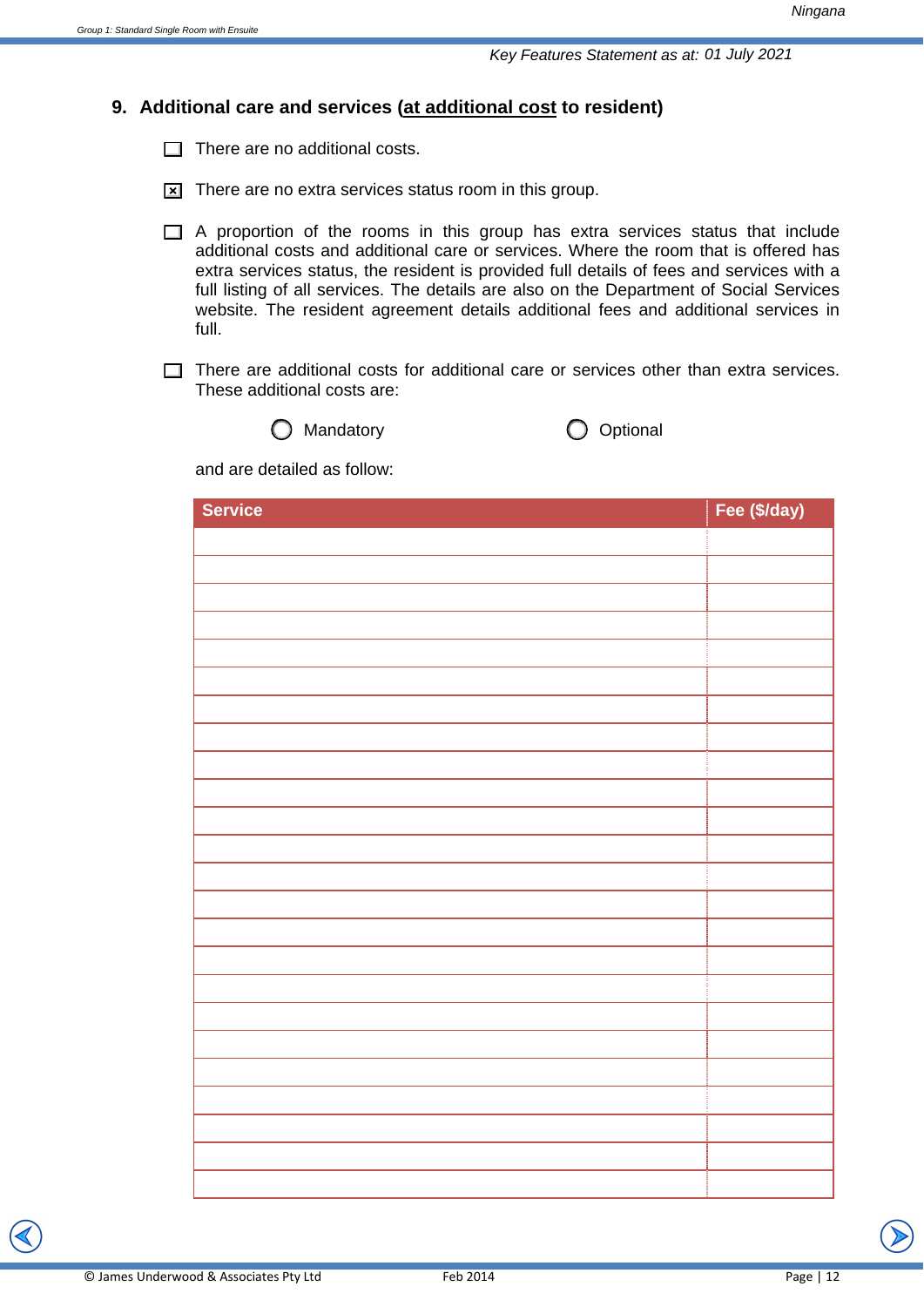## 9. Additional care and services (<u>at additional cost</u> to resident)

- ☐ There are no additional costs.
- ☒ There are no extra services status room in this group.
- ☐ A proportion of the rooms in this group has extra services status that include additional costs and additional care or services. Where the room that is offered has extra services status, the resident is provided full details of fees and services with a full listing of all services. The details are also on the Department of Social Services website. The resident agreement details additional fees and additional services in full.
- ☐ There are additional costs for additional care or services other than extra services. These additional costs are:

  ◯ Mandatory ◯ Optional

  and are detailed as follow:

| Service | Fee ($/day) |
|---|---|
| | |
| | |
| | |
| | |
| | |
| | |
| | |
| | |
| | |
| | |
| | |
| | |
| | |
| | |
| | |
| | |
| | |
| | |
| | |
| | |
| | |
| | |
| | |
| | |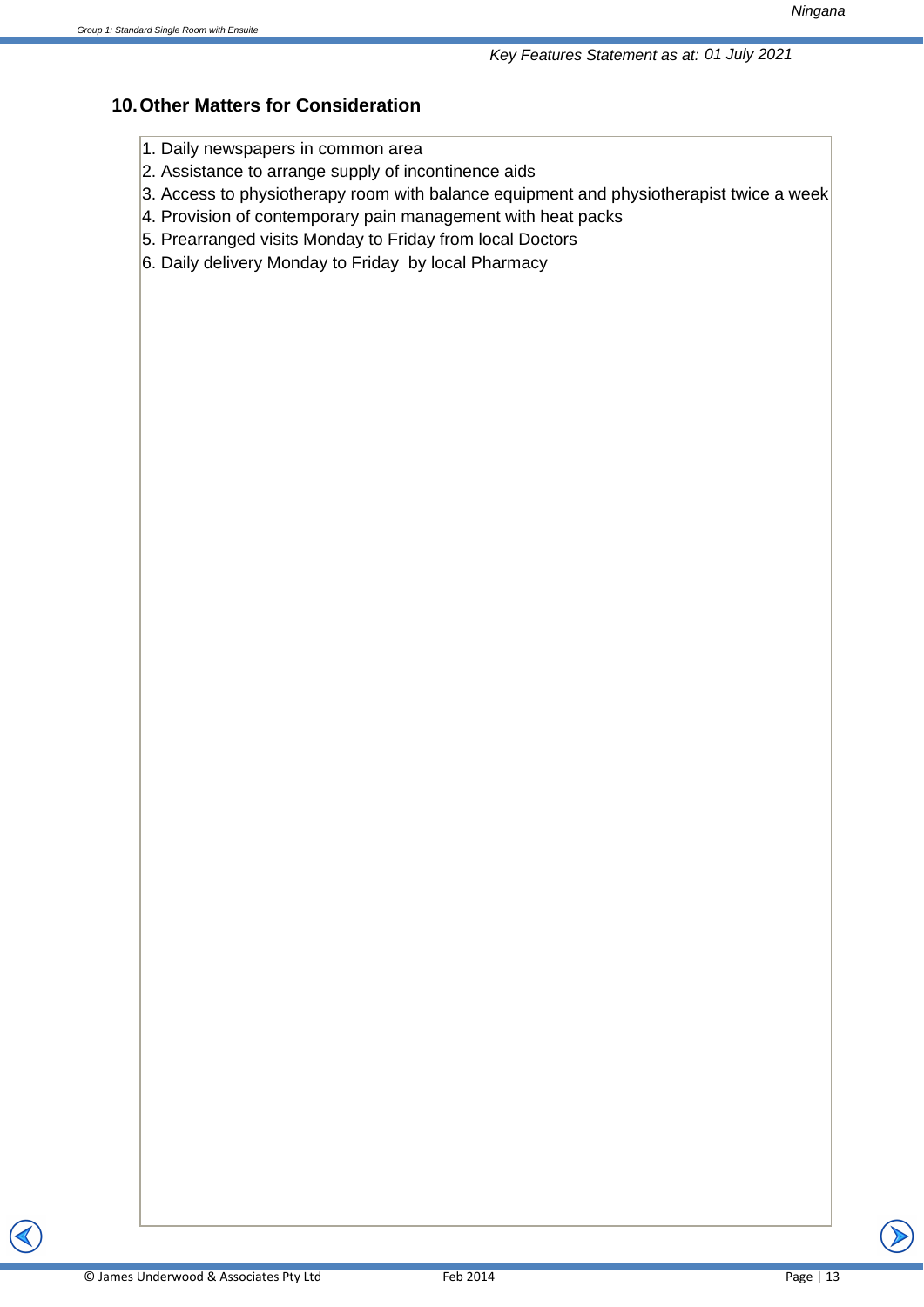## 10. Other Matters for Consideration

1. Daily newspapers in common area
2. Assistance to arrange supply of incontinence aids
3. Access to physiotherapy room with balance equipment and physiotherapist twice a week
4. Provision of contemporary pain management with heat packs
5. Prearranged visits Monday to Friday from local Doctors
6. Daily delivery Monday to Friday by local Pharmacy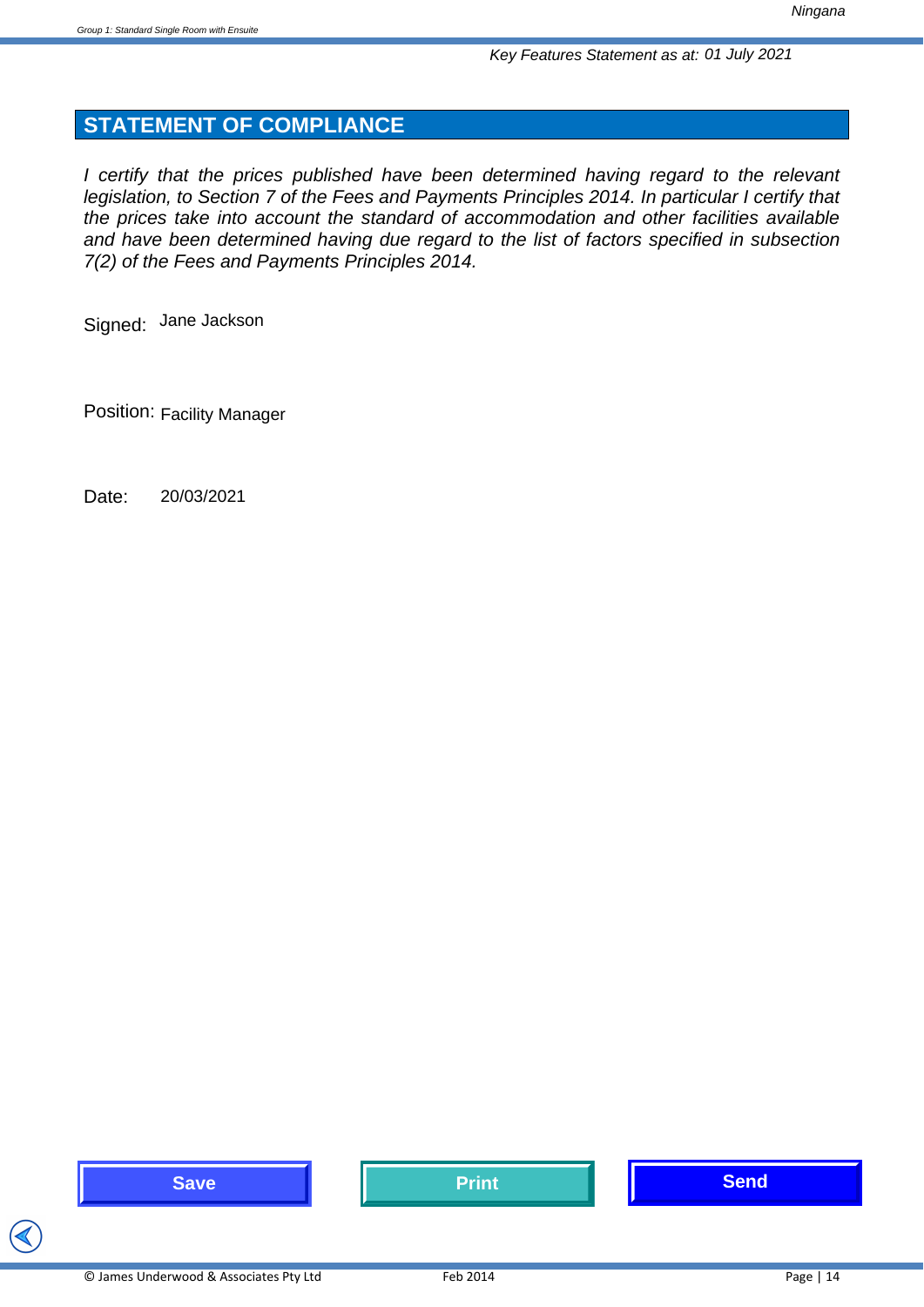Key Features Statement as at: 01 July 2021

## STATEMENT OF COMPLIANCE

*I certify that the prices published have been determined having regard to the relevant legislation, to Section 7 of the Fees and Payments Principles 2014. In particular I certify that the prices take into account the standard of accommodation and other facilities available and have been determined having due regard to the list of factors specified in subsection 7(2) of the Fees and Payments Principles 2014.*

Signed: Jane Jackson

Position: Facility Manager

Date: 20/03/2021

Save

Print

Send